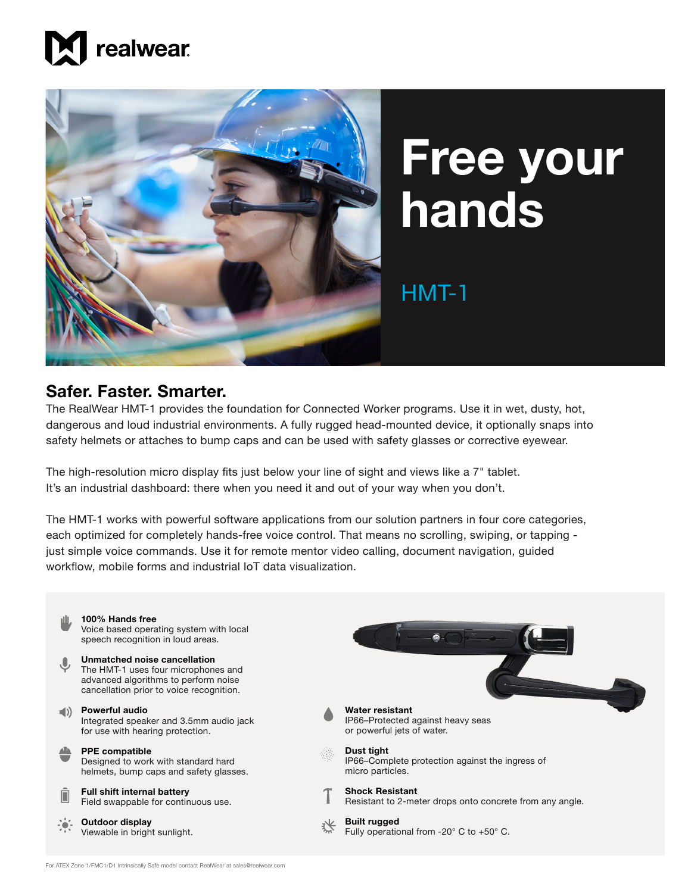realwear

# Free your hands

HMT-1

## Safer. Faster. Smarter.

The RealWear HMT-1 provides the foundation for Connected Worker programs. Use it in wet, dusty, hot, dangerous and loud industrial environments. A fully rugged head-mounted device, it optionally snaps into safety helmets or attaches to bump caps and can be used with safety glasses or corrective eyewear.

The high-resolution micro display fits just below your line of sight and views like a 7" tablet. It's an industrial dashboard: there when you need it and out of your way when you don't.

The HMT-1 works with powerful software applications from our solution partners in four core categories, each optimized for completely hands-free voice control. That means no scrolling, swiping, or tapping - just simple voice commands. Use it for remote mentor video calling, document navigation, guided workflow, mobile forms and industrial IoT data visualization.

**100% Hands free**
Voice based operating system with local speech recognition in loud areas.

**Unmatched noise cancellation**
The HMT-1 uses four microphones and advanced algorithms to perform noise cancellation prior to voice recognition.

**Powerful audio**
Integrated speaker and 3.5mm audio jack for use with hearing protection.

**PPE compatible**
Designed to work with standard hard helmets, bump caps and safety glasses.

**Full shift internal battery**
Field swappable for continuous use.

**Outdoor display**
Viewable in bright sunlight.

**Water resistant**
IP66–Protected against heavy seas or powerful jets of water.

**Dust tight**
IP66–Complete protection against the ingress of micro particles.

**Shock Resistant**
Resistant to 2-meter drops onto concrete from any angle.

**Built rugged**
Fully operational from -20° C to +50° C.

For ATEX Zone 1/FMC1/D1 Intrinsically Safe model contact RealWear at sales@realwear.com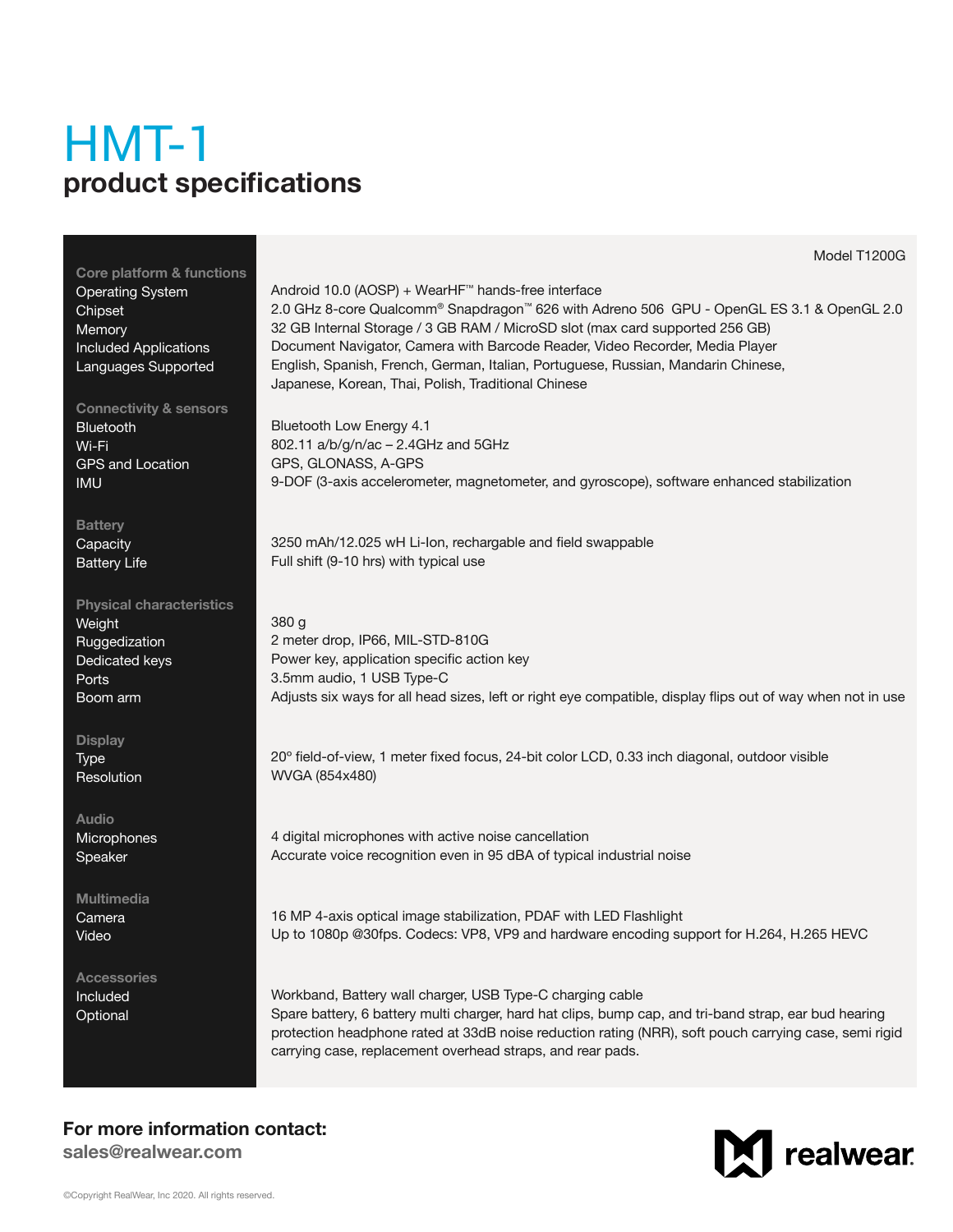# HMT-1

## product specifications

| | Model T1200G |
|---|---|
| **Core platform & functions** | |
| Operating System | Android 10.0 (AOSP) + WearHF™ hands-free interface |
| Chipset | 2.0 GHz 8-core Qualcomm® Snapdragon™ 626 with Adreno 506 GPU - OpenGL ES 3.1 & OpenGL 2.0 |
| Memory | 32 GB Internal Storage / 3 GB RAM / MicroSD slot (max card supported 256 GB) |
| Included Applications | Document Navigator, Camera with Barcode Reader, Video Recorder, Media Player |
| Languages Supported | English, Spanish, French, German, Italian, Portuguese, Russian, Mandarin Chinese, Japanese, Korean, Thai, Polish, Traditional Chinese |
| **Connectivity & sensors** | |
| Bluetooth | Bluetooth Low Energy 4.1 |
| Wi-Fi | 802.11 a/b/g/n/ac – 2.4GHz and 5GHz |
| GPS and Location | GPS, GLONASS, A-GPS |
| IMU | 9-DOF (3-axis accelerometer, magnetometer, and gyroscope), software enhanced stabilization |
| **Battery** | |
| Capacity | 3250 mAh/12.025 wH Li-Ion, rechargable and field swappable |
| Battery Life | Full shift (9-10 hrs) with typical use |
| **Physical characteristics** | |
| Weight | 380 g |
| Ruggedization | 2 meter drop, IP66, MIL-STD-810G |
| Dedicated keys | Power key, application specific action key |
| Ports | 3.5mm audio, 1 USB Type-C |
| Boom arm | Adjusts six ways for all head sizes, left or right eye compatible, display flips out of way when not in use |
| **Display** | |
| Type | 20º field-of-view, 1 meter fixed focus, 24-bit color LCD, 0.33 inch diagonal, outdoor visible |
| Resolution | WVGA (854x480) |
| **Audio** | |
| Microphones | 4 digital microphones with active noise cancellation |
| Speaker | Accurate voice recognition even in 95 dBA of typical industrial noise |
| **Multimedia** | |
| Camera | 16 MP 4-axis optical image stabilization, PDAF with LED Flashlight |
| Video | Up to 1080p @30fps. Codecs: VP8, VP9 and hardware encoding support for H.264, H.265 HEVC |
| **Accessories** | |
| Included | Workband, Battery wall charger, USB Type-C charging cable |
| Optional | Spare battery, 6 battery multi charger, hard hat clips, bump cap, and tri-band strap, ear bud hearing protection headphone rated at 33dB noise reduction rating (NRR), soft pouch carrying case, semi rigid carrying case, replacement overhead straps, and rear pads. |

**For more information contact:**
**sales@realwear.com**

realwear.

©Copyright RealWear, Inc 2020. All rights reserved.